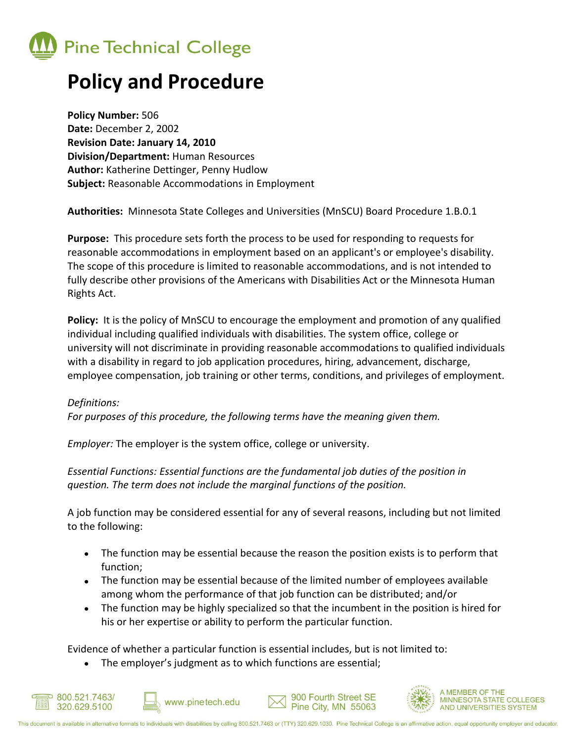Pine Technical College

# Policy and Procedure

**Policy Number:** 506
**Date:** December 2, 2002
**Revision Date: January 14, 2010**
**Division/Department:** Human Resources
**Author:** Katherine Dettinger, Penny Hudlow
**Subject:** Reasonable Accommodations in Employment

**Authorities:** Minnesota State Colleges and Universities (MnSCU) Board Procedure 1.B.0.1

**Purpose:** This procedure sets forth the process to be used for responding to requests for reasonable accommodations in employment based on an applicant's or employee's disability. The scope of this procedure is limited to reasonable accommodations, and is not intended to fully describe other provisions of the Americans with Disabilities Act or the Minnesota Human Rights Act.

**Policy:** It is the policy of MnSCU to encourage the employment and promotion of any qualified individual including qualified individuals with disabilities. The system office, college or university will not discriminate in providing reasonable accommodations to qualified individuals with a disability in regard to job application procedures, hiring, advancement, discharge, employee compensation, job training or other terms, conditions, and privileges of employment.

*Definitions:*
*For purposes of this procedure, the following terms have the meaning given them.*

*Employer:* The employer is the system office, college or university.

*Essential Functions: Essential functions are the fundamental job duties of the position in question. The term does not include the marginal functions of the position.*

A job function may be considered essential for any of several reasons, including but not limited to the following:

- The function may be essential because the reason the position exists is to perform that function;
- The function may be essential because of the limited number of employees available among whom the performance of that job function can be distributed; and/or
- The function may be highly specialized so that the incumbent in the position is hired for his or her expertise or ability to perform the particular function.

Evidence of whether a particular function is essential includes, but is not limited to:

- The employer's judgment as to which functions are essential;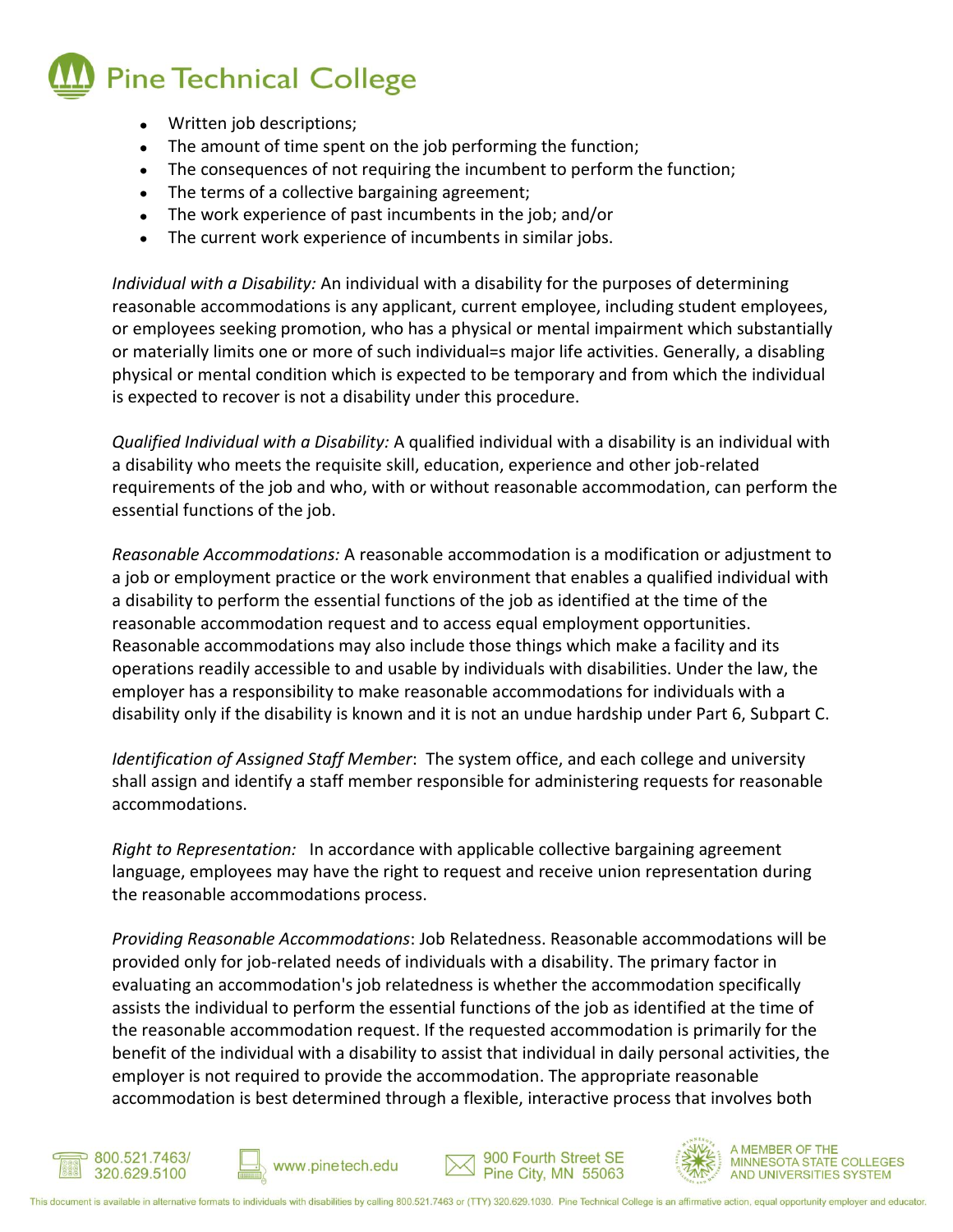- Written job descriptions;
- The amount of time spent on the job performing the function;
- The consequences of not requiring the incumbent to perform the function;
- The terms of a collective bargaining agreement;
- The work experience of past incumbents in the job; and/or
- The current work experience of incumbents in similar jobs.

*Individual with a Disability:* An individual with a disability for the purposes of determining reasonable accommodations is any applicant, current employee, including student employees, or employees seeking promotion, who has a physical or mental impairment which substantially or materially limits one or more of such individual=s major life activities. Generally, a disabling physical or mental condition which is expected to be temporary and from which the individual is expected to recover is not a disability under this procedure.

*Qualified Individual with a Disability:* A qualified individual with a disability is an individual with a disability who meets the requisite skill, education, experience and other job-related requirements of the job and who, with or without reasonable accommodation, can perform the essential functions of the job.

*Reasonable Accommodations:* A reasonable accommodation is a modification or adjustment to a job or employment practice or the work environment that enables a qualified individual with a disability to perform the essential functions of the job as identified at the time of the reasonable accommodation request and to access equal employment opportunities. Reasonable accommodations may also include those things which make a facility and its operations readily accessible to and usable by individuals with disabilities. Under the law, the employer has a responsibility to make reasonable accommodations for individuals with a disability only if the disability is known and it is not an undue hardship under Part 6, Subpart C.

*Identification of Assigned Staff Member*: The system office, and each college and university shall assign and identify a staff member responsible for administering requests for reasonable accommodations.

*Right to Representation:* In accordance with applicable collective bargaining agreement language, employees may have the right to request and receive union representation during the reasonable accommodations process.

*Providing Reasonable Accommodations*: Job Relatedness. Reasonable accommodations will be provided only for job-related needs of individuals with a disability. The primary factor in evaluating an accommodation's job relatedness is whether the accommodation specifically assists the individual to perform the essential functions of the job as identified at the time of the reasonable accommodation request. If the requested accommodation is primarily for the benefit of the individual with a disability to assist that individual in daily personal activities, the employer is not required to provide the accommodation. The appropriate reasonable accommodation is best determined through a flexible, interactive process that involves both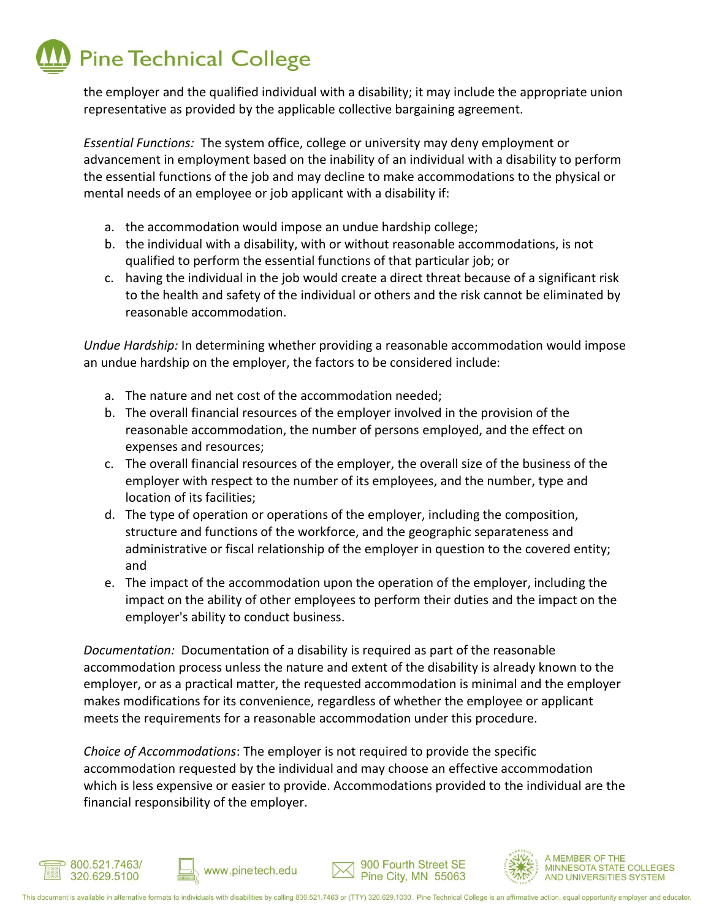the employer and the qualified individual with a disability; it may include the appropriate union representative as provided by the applicable collective bargaining agreement.

*Essential Functions:* The system office, college or university may deny employment or advancement in employment based on the inability of an individual with a disability to perform the essential functions of the job and may decline to make accommodations to the physical or mental needs of an employee or job applicant with a disability if:

a. the accommodation would impose an undue hardship college;
b. the individual with a disability, with or without reasonable accommodations, is not qualified to perform the essential functions of that particular job; or
c. having the individual in the job would create a direct threat because of a significant risk to the health and safety of the individual or others and the risk cannot be eliminated by reasonable accommodation.

*Undue Hardship:* In determining whether providing a reasonable accommodation would impose an undue hardship on the employer, the factors to be considered include:

a. The nature and net cost of the accommodation needed;
b. The overall financial resources of the employer involved in the provision of the reasonable accommodation, the number of persons employed, and the effect on expenses and resources;
c. The overall financial resources of the employer, the overall size of the business of the employer with respect to the number of its employees, and the number, type and location of its facilities;
d. The type of operation or operations of the employer, including the composition, structure and functions of the workforce, and the geographic separateness and administrative or fiscal relationship of the employer in question to the covered entity; and
e. The impact of the accommodation upon the operation of the employer, including the impact on the ability of other employees to perform their duties and the impact on the employer's ability to conduct business.

*Documentation:* Documentation of a disability is required as part of the reasonable accommodation process unless the nature and extent of the disability is already known to the employer, or as a practical matter, the requested accommodation is minimal and the employer makes modifications for its convenience, regardless of whether the employee or applicant meets the requirements for a reasonable accommodation under this procedure.

*Choice of Accommodations*: The employer is not required to provide the specific accommodation requested by the individual and may choose an effective accommodation which is less expensive or easier to provide. Accommodations provided to the individual are the financial responsibility of the employer.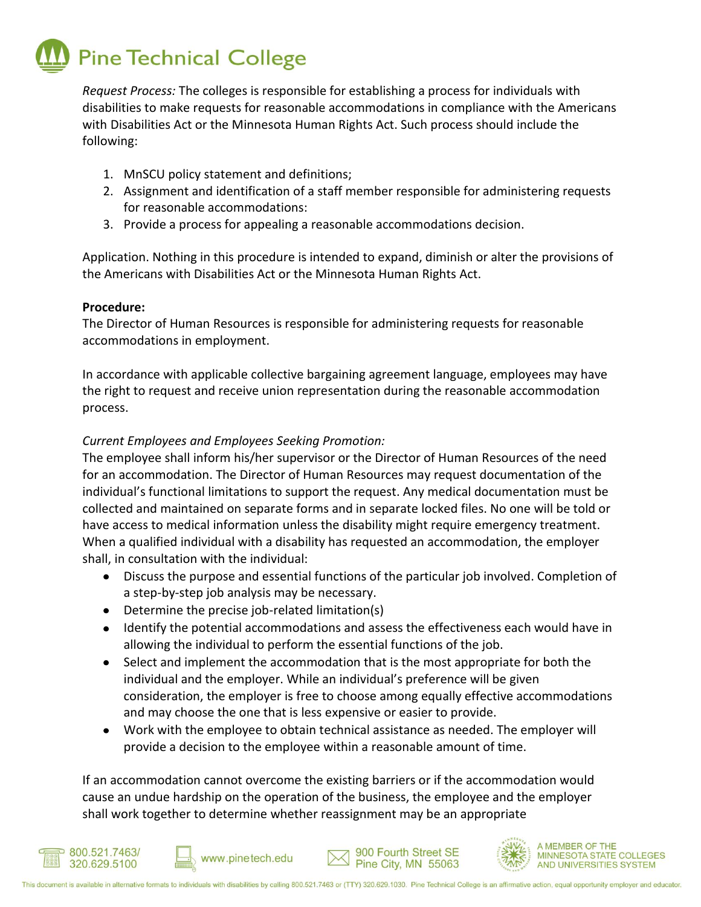*Request Process:* The colleges is responsible for establishing a process for individuals with disabilities to make requests for reasonable accommodations in compliance with the Americans with Disabilities Act or the Minnesota Human Rights Act. Such process should include the following:

1. MnSCU policy statement and definitions;
2. Assignment and identification of a staff member responsible for administering requests for reasonable accommodations:
3. Provide a process for appealing a reasonable accommodations decision.

Application. Nothing in this procedure is intended to expand, diminish or alter the provisions of the Americans with Disabilities Act or the Minnesota Human Rights Act.

**Procedure:**
The Director of Human Resources is responsible for administering requests for reasonable accommodations in employment.

In accordance with applicable collective bargaining agreement language, employees may have the right to request and receive union representation during the reasonable accommodation process.

*Current Employees and Employees Seeking Promotion:*
The employee shall inform his/her supervisor or the Director of Human Resources of the need for an accommodation. The Director of Human Resources may request documentation of the individual's functional limitations to support the request. Any medical documentation must be collected and maintained on separate forms and in separate locked files. No one will be told or have access to medical information unless the disability might require emergency treatment. When a qualified individual with a disability has requested an accommodation, the employer shall, in consultation with the individual:

- Discuss the purpose and essential functions of the particular job involved. Completion of a step-by-step job analysis may be necessary.
- Determine the precise job-related limitation(s)
- Identify the potential accommodations and assess the effectiveness each would have in allowing the individual to perform the essential functions of the job.
- Select and implement the accommodation that is the most appropriate for both the individual and the employer. While an individual's preference will be given consideration, the employer is free to choose among equally effective accommodations and may choose the one that is less expensive or easier to provide.
- Work with the employee to obtain technical assistance as needed. The employer will provide a decision to the employee within a reasonable amount of time.

If an accommodation cannot overcome the existing barriers or if the accommodation would cause an undue hardship on the operation of the business, the employee and the employer shall work together to determine whether reassignment may be an appropriate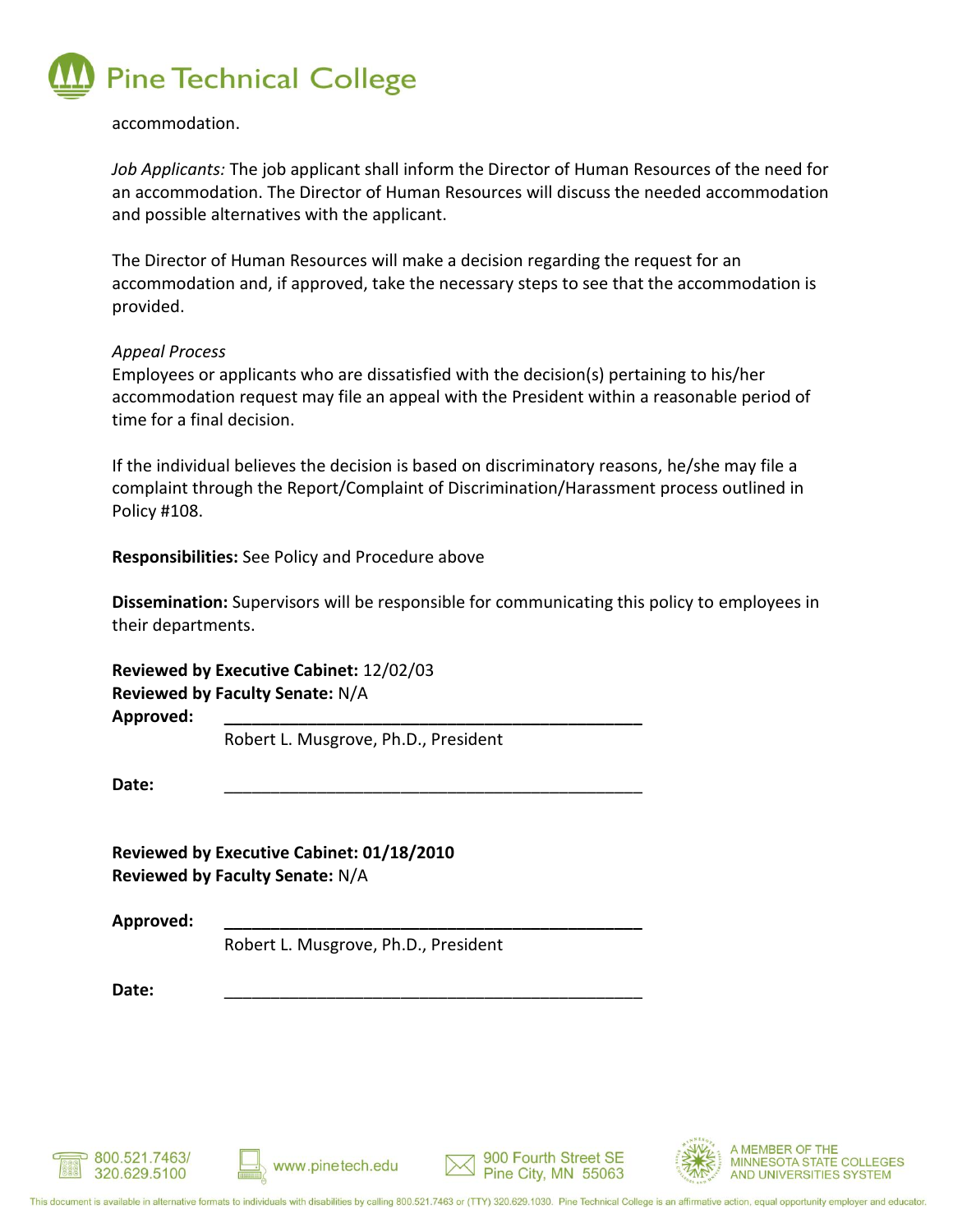accommodation.

*Job Applicants:* The job applicant shall inform the Director of Human Resources of the need for an accommodation. The Director of Human Resources will discuss the needed accommodation and possible alternatives with the applicant.

The Director of Human Resources will make a decision regarding the request for an accommodation and, if approved, take the necessary steps to see that the accommodation is provided.

*Appeal Process*

Employees or applicants who are dissatisfied with the decision(s) pertaining to his/her accommodation request may file an appeal with the President within a reasonable period of time for a final decision.

If the individual believes the decision is based on discriminatory reasons, he/she may file a complaint through the Report/Complaint of Discrimination/Harassment process outlined in Policy #108.

**Responsibilities:** See Policy and Procedure above

**Dissemination:** Supervisors will be responsible for communicating this policy to employees in their departments.

**Reviewed by Executive Cabinet:** 12/02/03
**Reviewed by Faculty Senate:** N/A
**Approved:** _______________________________________________
Robert L. Musgrove, Ph.D., President

**Date:** _______________________________________________

**Reviewed by Executive Cabinet: 01/18/2010**
**Reviewed by Faculty Senate:** N/A

**Approved:** _______________________________________________
Robert L. Musgrove, Ph.D., President

**Date:** _______________________________________________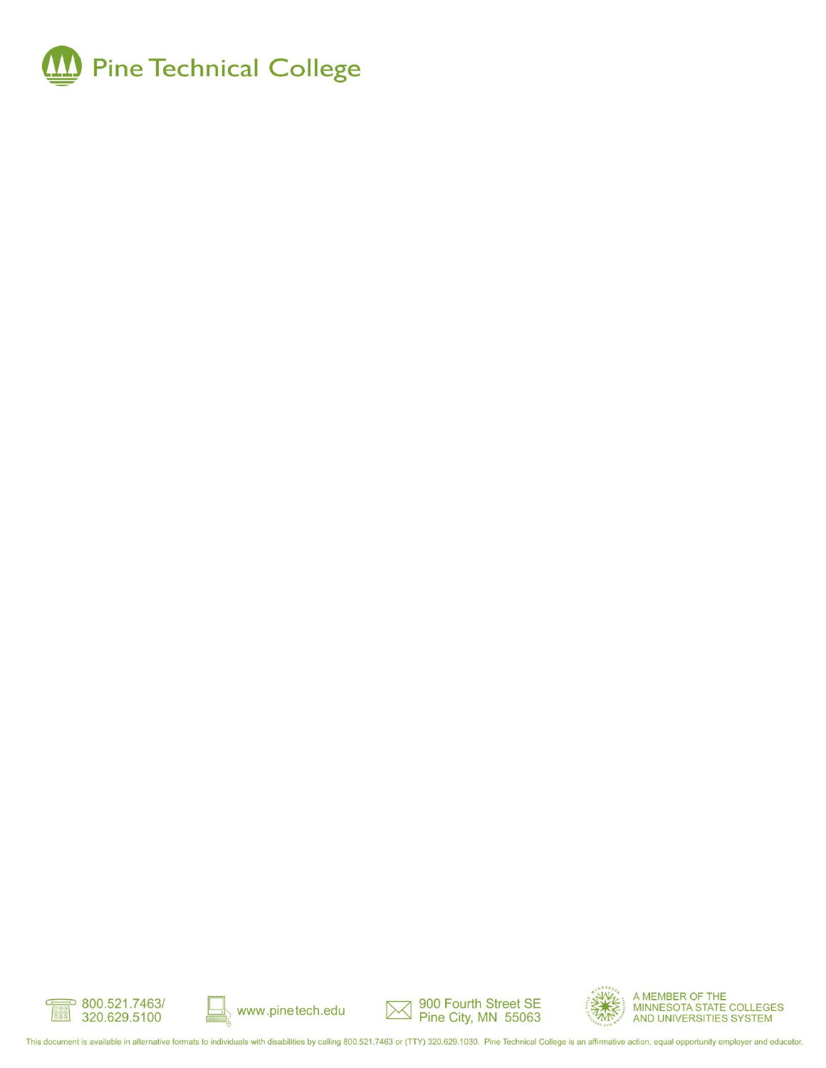# Pine Technical College

800.521.7463/
320.629.5100

www.pinetech.edu

900 Fourth Street SE
Pine City, MN 55063

A MEMBER OF THE
MINNESOTA STATE COLLEGES
AND UNIVERSITIES SYSTEM

This document is available in alternative formats to individuals with disabilities by calling 800.521.7463 or (TTY) 320.629.1030. Pine Technical College is an affirmative action, equal opportunity employer and educator.